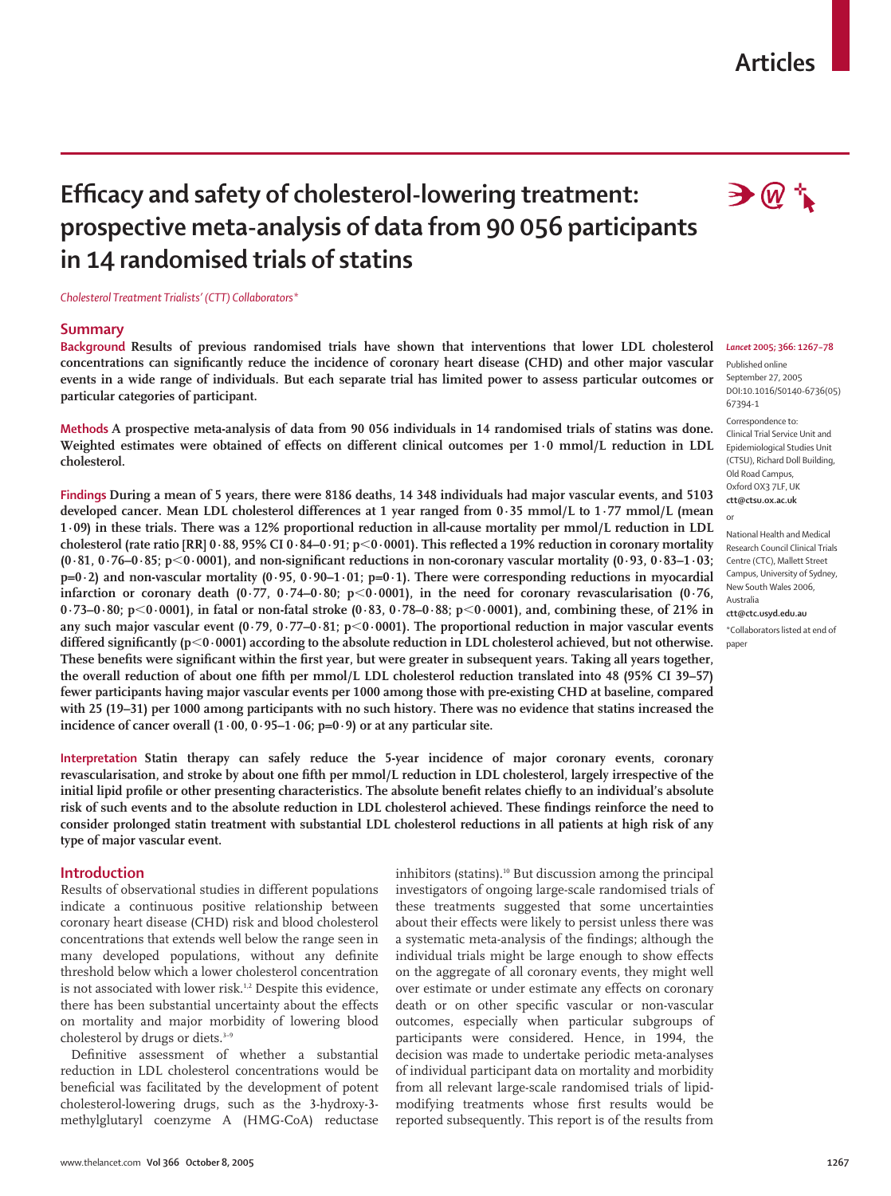# Efficacy and safety of cholesterol-lowering treatment: prospective meta-analysis of data from 90 056 participants in 14 randomised trials of statins

*Cholesterol Treatment Trialists' (CTT) Collaborators**

## Summary

**Background** Results of previous randomised trials have shown that interventions that lower LDL cholesterol concentrations can significantly reduce the incidence of coronary heart disease (CHD) and other major vascular events in a wide range of individuals. But each separate trial has limited power to assess particular outcomes or particular categories of participant.

**Methods** A prospective meta-analysis of data from 90 056 individuals in 14 randomised trials of statins was done. Weighted estimates were obtained of effects on different clinical outcomes per 1·0 mmol/L reduction in LDL cholesterol.

**Findings** During a mean of 5 years, there were 8186 deaths, 14 348 individuals had major vascular events, and 5103 developed cancer. Mean LDL cholesterol differences at 1 year ranged from 0·35 mmol/L to 1·77 mmol/L (mean 1·09) in these trials. There was a 12% proportional reduction in all-cause mortality per mmol/L reduction in LDL cholesterol (rate ratio [RR] 0·88, 95% CI 0·84–0·91; p<0·0001). This reflected a 19% reduction in coronary mortality (0·81, 0·76–0·85; p<0·0001), and non-significant reductions in non-coronary vascular mortality (0·93, 0·83–1·03; p=0·2) and non-vascular mortality (0·95, 0·90–1·01; p=0·1). There were corresponding reductions in myocardial infarction or coronary death (0·77, 0·74–0·80; p<0·0001), in the need for coronary revascularisation (0·76, 0·73–0·80; p<0·0001), in fatal or non-fatal stroke (0·83, 0·78–0·88; p<0·0001), and, combining these, of 21% in any such major vascular event (0·79, 0·77–0·81; p<0·0001). The proportional reduction in major vascular events differed significantly (p<0·0001) according to the absolute reduction in LDL cholesterol achieved, but not otherwise. These benefits were significant within the first year, but were greater in subsequent years. Taking all years together, the overall reduction of about one fifth per mmol/L LDL cholesterol reduction translated into 48 (95% CI 39–57) fewer participants having major vascular events per 1000 among those with pre-existing CHD at baseline, compared with 25 (19–31) per 1000 among participants with no such history. There was no evidence that statins increased the incidence of cancer overall (1·00, 0·95–1·06; p=0·9) or at any particular site.

**Interpretation** Statin therapy can safely reduce the 5-year incidence of major coronary events, coronary revascularisation, and stroke by about one fifth per mmol/L reduction in LDL cholesterol, largely irrespective of the initial lipid profile or other presenting characteristics. The absolute benefit relates chiefly to an individual's absolute risk of such events and to the absolute reduction in LDL cholesterol achieved. These findings reinforce the need to consider prolonged statin treatment with substantial LDL cholesterol reductions in all patients at high risk of any type of major vascular event.

*Lancet* 2005; 366: 1267–78

Published online September 27, 2005
DOI:10.1016/S0140-6736(05)67394-1

Correspondence to: Clinical Trial Service Unit and Epidemiological Studies Unit (CTSU), Richard Doll Building, Old Road Campus, Oxford OX3 7LF, UK
**ctt@ctsu.ox.ac.uk**

or

National Health and Medical Research Council Clinical Trials Centre (CTC), Mallett Street Campus, University of Sydney, New South Wales 2006, Australia
**ctt@ctc.usyd.edu.au**

*Collaborators listed at end of paper

## Introduction

Results of observational studies in different populations indicate a continuous positive relationship between coronary heart disease (CHD) risk and blood cholesterol concentrations that extends well below the range seen in many developed populations, without any definite threshold below which a lower cholesterol concentration is not associated with lower risk.[1,2] Despite this evidence, there has been substantial uncertainty about the effects on mortality and major morbidity of lowering blood cholesterol by drugs or diets.[3–9]

Definitive assessment of whether a substantial reduction in LDL cholesterol concentrations would be beneficial was facilitated by the development of potent cholesterol-lowering drugs, such as the 3-hydroxy-3-methylglutaryl coenzyme A (HMG-CoA) reductase inhibitors (statins).[10] But discussion among the principal investigators of ongoing large-scale randomised trials of these treatments suggested that some uncertainties about their effects were likely to persist unless there was a systematic meta-analysis of the findings; although the individual trials might be large enough to show effects on the aggregate of all coronary events, they might well over estimate or under estimate any effects on coronary death or on other specific vascular or non-vascular outcomes, especially when particular subgroups of participants were considered. Hence, in 1994, the decision was made to undertake periodic meta-analyses of individual participant data on mortality and morbidity from all relevant large-scale randomised trials of lipid-modifying treatments whose first results would be reported subsequently. This report is of the results from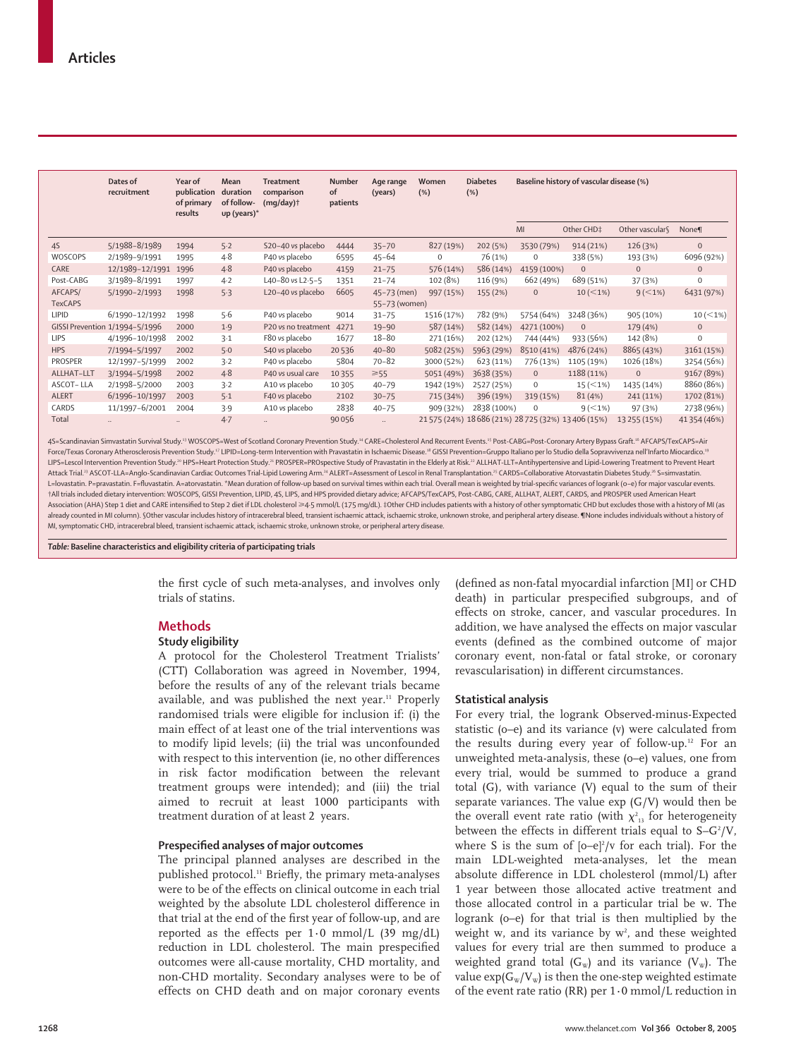|  | Dates of recruitment | Year of publication of primary results | Mean duration of follow-up (years)* | Treatment comparison (mg/day)† | Number of patients | Age range (years) | Women (%) | Diabetes (%) | Baseline history of vascular disease (%) | | | |
|---|---|---|---|---|---|---|---|---|---|---|---|---|
|  |  |  |  |  |  |  |  |  | MI | Other CHD‡ | Other vascular§ | None¶ |
| 4S | 5/1988–8/1989 | 1994 | 5·2 | S20–40 vs placebo | 4444 | 35–70 | 827 (19%) | 202 (5%) | 3530 (79%) | 914 (21%) | 126 (3%) | 0 |
| WOSCOPS | 2/1989–9/1991 | 1995 | 4·8 | P40 vs placebo | 6595 | 45–64 | 0 | 76 (1%) | 0 | 338 (5%) | 193 (3%) | 6096 (92%) |
| CARE | 12/1989–12/1991 | 1996 | 4·8 | P40 vs placebo | 4159 | 21–75 | 576 (14%) | 586 (14%) | 4159 (100%) | 0 | 0 | 0 |
| Post-CABG | 3/1989–8/1991 | 1997 | 4·2 | L40–80 vs L2·5–5 | 1351 | 21–74 | 102 (8%) | 116 (9%) | 662 (49%) | 689 (51%) | 37 (3%) | 0 |
| AFCAPS/TexCAPS | 5/1990–2/1993 | 1998 | 5·3 | L20–40 vs placebo | 6605 | 45–73 (men) 55–73 (women) | 997 (15%) | 155 (2%) | 0 | 10 (<1%) | 9 (<1%) | 6431 (97%) |
| LIPID | 6/1990–12/1992 | 1998 | 5·6 | P40 vs placebo | 9014 | 31–75 | 1516 (17%) | 782 (9%) | 5754 (64%) | 3248 (36%) | 905 (10%) | 10 (<1%) |
| GISSI Prevention | 1/1994–5/1996 | 2000 | 1·9 | P20 vs no treatment | 4271 | 19–90 | 587 (14%) | 582 (14%) | 4271 (100%) | 0 | 179 (4%) | 0 |
| LIPS | 4/1996–10/1998 | 2002 | 3·1 | F80 vs placebo | 1677 | 18–80 | 271 (16%) | 202 (12%) | 744 (44%) | 933 (56%) | 142 (8%) | 0 |
| HPS | 7/1994–5/1997 | 2002 | 5·0 | S40 vs placebo | 20 536 | 40–80 | 5082 (25%) | 5963 (29%) | 8510 (41%) | 4876 (24%) | 8865 (43%) | 3161 (15%) |
| PROSPER | 12/1997–5/1999 | 2002 | 3·2 | P40 vs placebo | 5804 | 70–82 | 3000 (52%) | 623 (11%) | 776 (13%) | 1105 (19%) | 1026 (18%) | 3254 (56%) |
| ALLHAT–LLT | 3/1994–5/1998 | 2002 | 4·8 | P40 vs usual care | 10 355 | ≥55 | 5051 (49%) | 3638 (35%) | 0 | 1188 (11%) | 0 | 9167 (89%) |
| ASCOT–LLA | 2/1998–5/2000 | 2003 | 3·2 | A10 vs placebo | 10 305 | 40–79 | 1942 (19%) | 2527 (25%) | 0 | 15 (<1%) | 1435 (14%) | 8860 (86%) |
| ALERT | 6/1996–10/1997 | 2003 | 5·1 | F40 vs placebo | 2102 | 30–75 | 715 (34%) | 396 (19%) | 319 (15%) | 81 (4%) | 241 (11%) | 1702 (81%) |
| CARDS | 11/1997–6/2001 | 2004 | 3·9 | A10 vs placebo | 2838 | 40–75 | 909 (32%) | 2838 (100%) | 0 | 9 (<1%) | 97 (3%) | 2738 (96%) |
| Total | .. | .. | 4·7 | .. | 90 056 | .. | 21 575 (24%) | 18 686 (21%) | 28 725 (32%) | 13 406 (15%) | 13 255 (15%) | 41 354 (46%) |

4S=Scandinavian Simvastatin Survival Study.[13] WOSCOPS=West of Scotland Coronary Prevention Study.[14] CARE=Cholesterol And Recurrent Events.[15] Post-CABG=Post-Coronary Artery Bypass Graft.[16] AFCAPS/TexCAPS=Air Force/Texas Coronary Atherosclerosis Prevention Study.[17] LIPID=Long-term Intervention with Pravastatin in Ischaemic Disease.[18] GISSI Prevention=Gruppo Italiano per lo Studio della Sopravvivenza nell'Infarto Miocardico.[19] LIPS=Lescol Intervention Prevention Study.[20] HPS=Heart Protection Study.[21] PROSPER=PROspective Study of Pravastatin in the Elderly at Risk.[22] ALLHAT-LLT=Antihypertensive and Lipid-Lowering Treatment to Prevent Heart Attack Trial.[23] ASCOT-LLA=Anglo-Scandinavian Cardiac Outcomes Trial-Lipid Lowering Arm.[24] ALERT=Assessment of Lescol in Renal Transplantation.[25] CARDS=Collaborative Atorvastatin Diabetes Study.[26] S=simvastatin. L=lovastatin. P=pravastatin. F=fluvastatin. A=atorvastatin. *Mean duration of follow-up based on survival times within each trial. Overall mean is weighted by trial-specific variances of logrank (o–e) for major vascular events. †All trials included dietary intervention: WOSCOPS, GISSI Prevention, LIPID, 4S, LIPS, and HPS provided dietary advice; AFCAPS/TexCAPS, Post-CABG, CARE, ALLHAT, ALERT, CARDS, and PROSPER used American Heart Association (AHA) Step 1 diet and CARE intensified to Step 2 diet if LDL cholesterol ≥4·5 mmol/L (175 mg/dL). ‡Other CHD includes patients with a history of other symptomatic CHD but excludes those with a history of MI (as already counted in MI column). §Other vascular includes history of intracerebral bleed, transient ischaemic attack, ischaemic stroke, unknown stroke, and peripheral artery disease. ¶None includes individuals without a history of MI, symptomatic CHD, intracerebral bleed, transient ischaemic attack, ischaemic stroke, unknown stroke, or peripheral artery disease.

*Table:* **Baseline characteristics and eligibility criteria of participating trials**

the first cycle of such meta-analyses, and involves only trials of statins.

## Methods

### Study eligibility

A protocol for the Cholesterol Treatment Trialists' (CTT) Collaboration was agreed in November, 1994, before the results of any of the relevant trials became available, and was published the next year.[11] Properly randomised trials were eligible for inclusion if: (i) the main effect of at least one of the trial interventions was to modify lipid levels; (ii) the trial was unconfounded with respect to this intervention (ie, no other differences in risk factor modification between the relevant treatment groups were intended); and (iii) the trial aimed to recruit at least 1000 participants with treatment duration of at least 2 years.

### Prespecified analyses of major outcomes

The principal planned analyses are described in the published protocol.[11] Briefly, the primary meta-analyses were to be of the effects on clinical outcome in each trial weighted by the absolute LDL cholesterol difference in that trial at the end of the first year of follow-up, and are reported as the effects per 1·0 mmol/L (39 mg/dL) reduction in LDL cholesterol. The main prespecified outcomes were all-cause mortality, CHD mortality, and non-CHD mortality. Secondary analyses were to be of effects on CHD death and on major coronary events (defined as non-fatal myocardial infarction [MI] or CHD death) in particular prespecified subgroups, and of effects on stroke, cancer, and vascular procedures. In addition, we have analysed the effects on major vascular events (defined as the combined outcome of major coronary event, non-fatal or fatal stroke, or coronary revascularisation) in different circumstances.

### Statistical analysis

For every trial, the logrank Observed-minus-Expected statistic (o–e) and its variance (v) were calculated from the results during every year of follow-up.[12] For an unweighted meta-analysis, these (o–e) values, one from every trial, would be summed to produce a grand total (G), with variance (V) equal to the sum of their separate variances. The value exp (G/V) would then be the overall event rate ratio (with $\chi^2_{13}$ for heterogeneity between the effects in different trials equal to $S–G^2/V$, where S is the sum of $[o–e]^2/v$ for each trial). For the main LDL-weighted meta-analyses, let the mean absolute difference in LDL cholesterol (mmol/L) after 1 year between those allocated active treatment and those allocated control in a particular trial be w. The logrank (o–e) for that trial is then multiplied by the weight w, and its variance by $w^2$, and these weighted values for every trial are then summed to produce a weighted grand total ($G_w$) and its variance ($V_w$). The value $\exp(G_w/V_w)$ is then the one-step weighted estimate of the event rate ratio (RR) per 1·0 mmol/L reduction in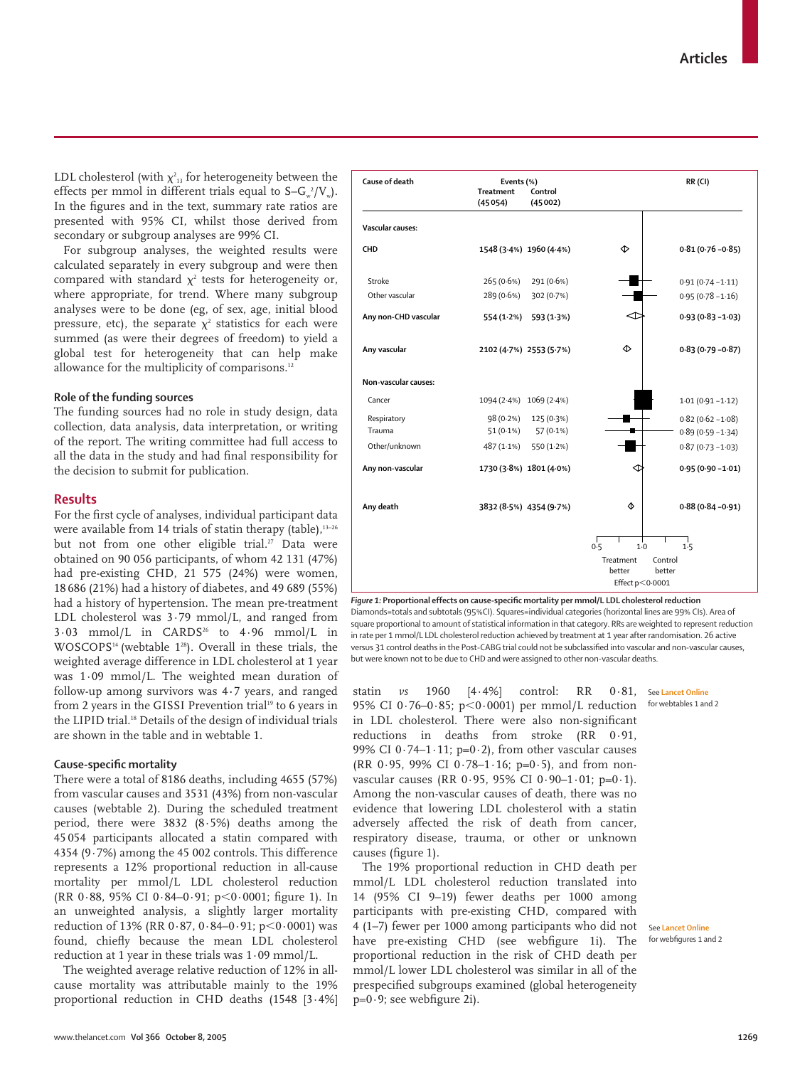LDL cholesterol (with $\chi^2_{13}$ for heterogeneity between the effects per mmol in different trials equal to $S - G_w^2/V_w$). In the figures and in the text, summary rate ratios are presented with 95% CI, whilst those derived from secondary or subgroup analyses are 99% CI.

For subgroup analyses, the weighted results were calculated separately in every subgroup and were then compared with standard $\chi^2$ tests for heterogeneity or, where appropriate, for trend. Where many subgroup analyses were to be done (eg, of sex, age, initial blood pressure, etc), the separate $\chi^2$ statistics for each were summed (as were their degrees of freedom) to yield a global test for heterogeneity that can help make allowance for the multiplicity of comparisons.[12]

### Role of the funding sources

The funding sources had no role in study design, data collection, data analysis, data interpretation, or writing of the report. The writing committee had full access to all the data in the study and had final responsibility for the decision to submit for publication.

## Results

For the first cycle of analyses, individual participant data were available from 14 trials of statin therapy (table),[13–26] but not from one other eligible trial.[27] Data were obtained on 90 056 participants, of whom 42 131 (47%) had pre-existing CHD, 21 575 (24%) were women, 18 686 (21%) had a history of diabetes, and 49 689 (55%) had a history of hypertension. The mean pre-treatment LDL cholesterol was 3·79 mmol/L, and ranged from 3·03 mmol/L in CARDS[26] to 4·96 mmol/L in WOSCOPS[14] (webtable 1[28]). Overall in these trials, the weighted average difference in LDL cholesterol at 1 year was 1·09 mmol/L. The weighted mean duration of follow-up among survivors was 4·7 years, and ranged from 2 years in the GISSI Prevention trial[19] to 6 years in the LIPID trial.[18] Details of the design of individual trials are shown in the table and in webtable 1.

### Cause-specific mortality

There were a total of 8186 deaths, including 4655 (57%) from vascular causes and 3531 (43%) from non-vascular causes (webtable 2). During the scheduled treatment period, there were 3832 (8·5%) deaths among the 45 054 participants allocated a statin compared with 4354 (9·7%) among the 45 002 controls. This difference represents a 12% proportional reduction in all-cause mortality per mmol/L LDL cholesterol reduction (RR 0·88, 95% CI 0·84–0·91; $p<0·0001$; figure 1). In an unweighted analysis, a slightly larger mortality reduction of 13% (RR 0·87, 0·84–0·91; $p<0·0001$) was found, chiefly because the mean LDL cholesterol reduction at 1 year in these trials was 1·09 mmol/L.

The weighted average relative reduction of 12% in all-cause mortality was attributable mainly to the 19% proportional reduction in CHD deaths (1548 [3·4%] statin *vs* 1960 [4·4%] control: RR 0·81, 95% CI 0·76–0·85; $p<0·0001$) per mmol/L reduction in LDL cholesterol. There were also non-significant reductions in deaths from stroke (RR 0·91, 99% CI 0·74–1·11; p=0·2), from other vascular causes (RR 0·95, 99% CI 0·78–1·16; p=0·5), and from non-vascular causes (RR 0·95, 95% CI 0·90–1·01; p=0·1). Among the non-vascular causes of death, there was no evidence that lowering LDL cholesterol with a statin adversely affected the risk of death from cancer, respiratory disease, trauma, or other or unknown causes (figure 1).

| Cause of death | Events (%) Treatment (45 054) | Events (%) Control (45 002) | RR (CI) |
|---|---|---|---|
| **Vascular causes:** | | | |
| **CHD** | **1548 (3·4%)** | **1960 (4·4%)** | **0·81 (0·76–0·85)** |
| Stroke | 265 (0·6%) | 291 (0·6%) | 0·91 (0·74–1·11) |
| Other vascular | 289 (0·6%) | 302 (0·7%) | 0·95 (0·78–1·16) |
| **Any non-CHD vascular** | **554 (1·2%)** | **593 (1·3%)** | **0·93 (0·83–1·03)** |
| **Any vascular** | **2102 (4·7%)** | **2553 (5·7%)** | **0·83 (0·79–0·87)** |
| **Non-vascular causes:** | | | |
| Cancer | 1094 (2·4%) | 1069 (2·4%) | 1·01 (0·91–1·12) |
| Respiratory | 98 (0·2%) | 125 (0·3%) | 0·82 (0·62–1·08) |
| Trauma | 51 (0·1%) | 57 (0·1%) | 0·89 (0·59–1·34) |
| Other/unknown | 487 (1·1%) | 550 (1·2%) | 0·87 (0·73–1·03) |
| **Any non-vascular** | **1730 (3·8%)** | **1801 (4·0%)** | **0·95 (0·90–1·01)** |
| **Any death** | **3832 (8·5%)** | **4354 (9·7%)** | **0·88 (0·84–0·91)** |

Treatment better | Control better — Effect $p<0·0001$

***Figure 1:*** **Proportional effects on cause-specific mortality per mmol/L LDL cholesterol reduction**
Diamonds=totals and subtotals (95%CI). Squares=individual categories (horizontal lines are 99% CIs). Area of square proportional to amount of statistical information in that category. RRs are weighted to represent reduction in rate per 1 mmol/L LDL cholesterol reduction achieved by treatment at 1 year after randomisation. 26 active versus 31 control deaths in the Post-CABG trial could not be subclassified into vascular and non-vascular causes, but were known not to be due to CHD and were assigned to other non-vascular deaths.

See Lancet Online for webtables 1 and 2

The 19% proportional reduction in CHD death per mmol/L LDL cholesterol reduction translated into 14 (95% CI 9–19) fewer deaths per 1000 among participants with pre-existing CHD, compared with 4 (1–7) fewer per 1000 among participants who did not have pre-existing CHD (see webfigure 1i). The proportional reduction in the risk of CHD death per mmol/L lower LDL cholesterol was similar in all of the prespecified subgroups examined (global heterogeneity p=0·9; see webfigure 2i).

See Lancet Online for webfigures 1 and 2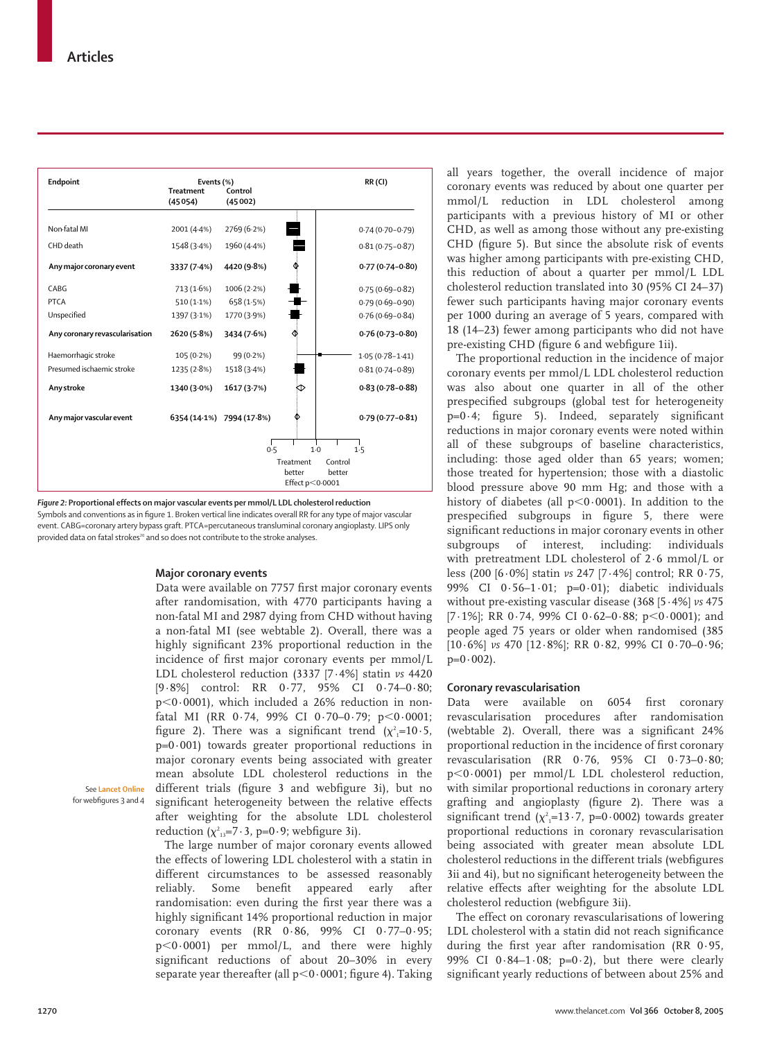| Endpoint | Events (%) Treatment (45 054) | Events (%) Control (45 002) | RR (CI) |
|---|---|---|---|
| Non-fatal MI | 2001 (4·4%) | 2769 (6·2%) | 0·74 (0·70–0·79) |
| CHD death | 1548 (3·4%) | 1960 (4·4%) | 0·81 (0·75–0·87) |
| **Any major coronary event** | **3337 (7·4%)** | **4420 (9·8%)** | **0·77 (0·74–0·80)** |
| CABG | 713 (1·6%) | 1006 (2·2%) | 0·75 (0·69–0·82) |
| PTCA | 510 (1·1%) | 658 (1·5%) | 0·79 (0·69–0·90) |
| Unspecified | 1397 (3·1%) | 1770 (3·9%) | 0·76 (0·69–0·84) |
| **Any coronary revascularisation** | **2620 (5·8%)** | **3434 (7·6%)** | **0·76 (0·73–0·80)** |
| Haemorrhagic stroke | 105 (0·2%) | 99 (0·2%) | 1·05 (0·78–1·41) |
| Presumed ischaemic stroke | 1235 (2·8%) | 1518 (3·4%) | 0·81 (0·74–0·89) |
| **Any stroke** | **1340 (3·0%)** | **1617 (3·7%)** | **0·83 (0·78–0·88)** |
| **Any major vascular event** | **6354 (14·1%)** | **7994 (17·8%)** | **0·79 (0·77–0·81)** |

Treatment better | Control better — Effect $p<0·0001$

**Figure 2: Proportional effects on major vascular events per mmol/L LDL cholesterol reduction**
Symbols and conventions as in figure 1. Broken vertical line indicates overall RR for any type of major vascular event. CABG=coronary artery bypass graft. PTCA=percutaneous transluminal coronary angioplasty. LIPS only provided data on fatal strokes[20] and so does not contribute to the stroke analyses.

### Major coronary events

Data were available on 7757 first major coronary events after randomisation, with 4770 participants having a non-fatal MI and 2987 dying from CHD without having a non-fatal MI (see webtable 2). Overall, there was a highly significant 23% proportional reduction in the incidence of first major coronary events per mmol/L LDL cholesterol reduction (3337 [7·4%] statin *vs* 4420 [9·8%] control: RR 0·77, 95% CI 0·74–0·80; $p<0·0001$), which included a 26% reduction in non-fatal MI (RR 0·74, 99% CI 0·70–0·79; $p<0·0001$; figure 2). There was a significant trend ($\chi^2_1$=10·5, p=0·001) towards greater proportional reductions in major coronary events being associated with greater mean absolute LDL cholesterol reductions in the different trials (figure 3 and webfigure 3i), but no significant heterogeneity between the relative effects after weighting for the absolute LDL cholesterol reduction ($\chi^2_{13}$=7·3, p=0·9; webfigure 3i).

See **Lancet Online** for webfigures 3 and 4

The large number of major coronary events allowed the effects of lowering LDL cholesterol with a statin in different circumstances to be assessed reasonably reliably. Some benefit appeared early after randomisation: even during the first year there was a highly significant 14% proportional reduction in major coronary events (RR 0·86, 99% CI 0·77–0·95; $p<0·0001$) per mmol/L, and there were highly significant reductions of about 20–30% in every separate year thereafter (all $p<0·0001$; figure 4). Taking all years together, the overall incidence of major coronary events was reduced by about one quarter per mmol/L reduction in LDL cholesterol among participants with a previous history of MI or other CHD, as well as among those without any pre-existing CHD (figure 5). But since the absolute risk of events was higher among participants with pre-existing CHD, this reduction of about a quarter per mmol/L LDL cholesterol reduction translated into 30 (95% CI 24–37) fewer such participants having major coronary events per 1000 during an average of 5 years, compared with 18 (14–23) fewer among participants who did not have pre-existing CHD (figure 6 and webfigure 1ii).

The proportional reduction in the incidence of major coronary events per mmol/L LDL cholesterol reduction was also about one quarter in all of the other prespecified subgroups (global test for heterogeneity p=0·4; figure 5). Indeed, separately significant reductions in major coronary events were noted within all of these subgroups of baseline characteristics, including: those aged older than 65 years; women; those treated for hypertension; those with a diastolic blood pressure above 90 mm Hg; and those with a history of diabetes (all $p<0·0001$). In addition to the prespecified subgroups in figure 5, there were significant reductions in major coronary events in other subgroups of interest, including: individuals with pretreatment LDL cholesterol of 2·6 mmol/L or less (200 [6·0%] statin *vs* 247 [7·4%] control; RR 0·75, 99% CI 0·56–1·01; p=0·01); diabetic individuals without pre-existing vascular disease (368 [5·4%] *vs* 475 [7·1%]; RR 0·74, 99% CI 0·62–0·88; $p<0·0001$); and people aged 75 years or older when randomised (385 [10·6%] *vs* 470 [12·8%]; RR 0·82, 99% CI 0·70–0·96; p=0·002).

### Coronary revascularisation

Data were available on 6054 first coronary revascularisation procedures after randomisation (webtable 2). Overall, there was a significant 24% proportional reduction in the incidence of first coronary revascularisation (RR 0·76, 95% CI 0·73–0·80; $p<0·0001$) per mmol/L LDL cholesterol reduction, with similar proportional reductions in coronary artery grafting and angioplasty (figure 2). There was a significant trend ($\chi^2_1$=13·7, p=0·0002) towards greater proportional reductions in coronary revascularisation being associated with greater mean absolute LDL cholesterol reductions in the different trials (webfigures 3ii and 4i), but no significant heterogeneity between the relative effects after weighting for the absolute LDL cholesterol reduction (webfigure 3ii).

The effect on coronary revascularisations of lowering LDL cholesterol with a statin did not reach significance during the first year after randomisation (RR 0·95, 99% CI 0·84–1·08; p=0·2), but there were clearly significant yearly reductions of between about 25% and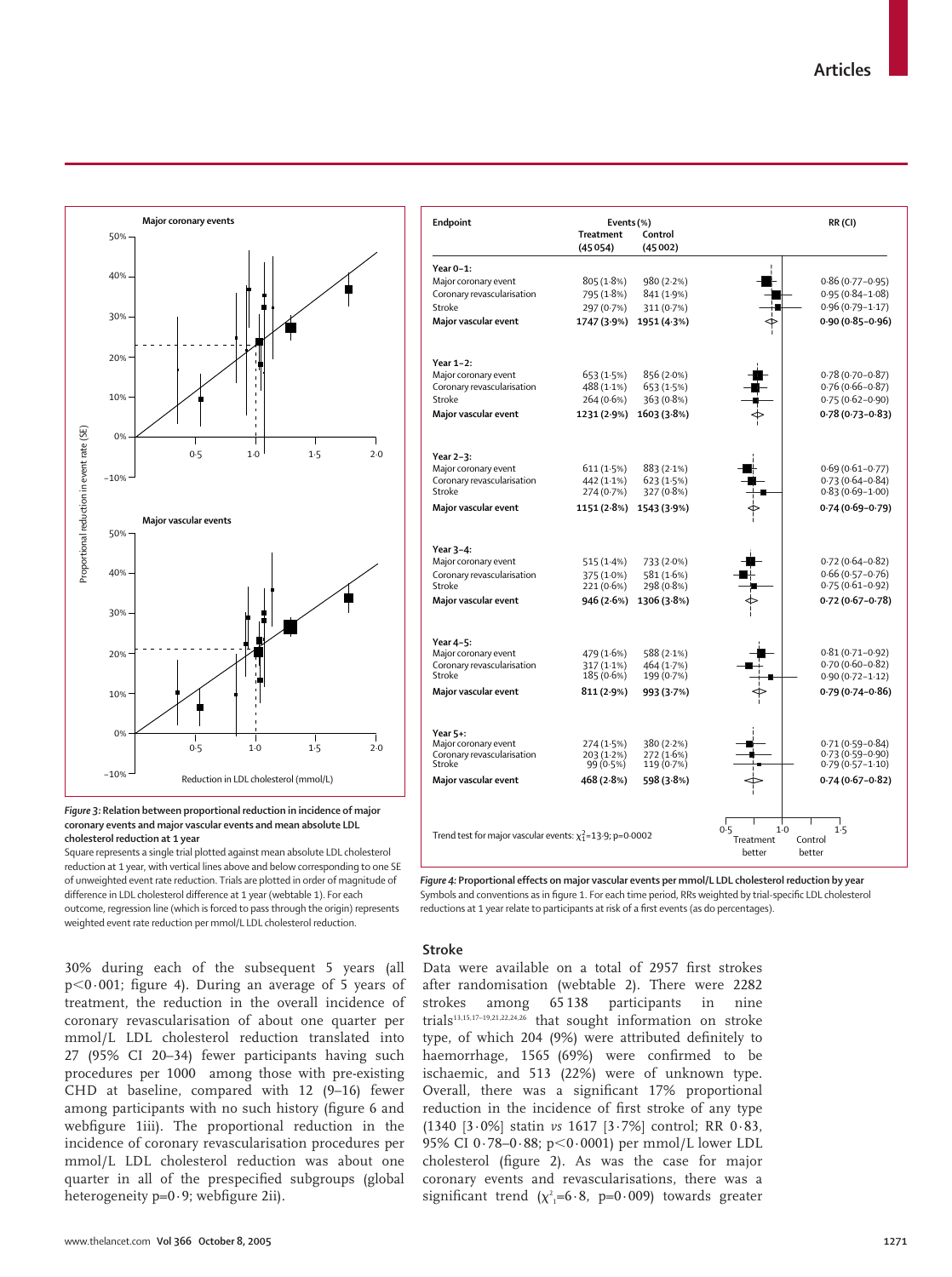Figure 3: Relation between proportional reduction in incidence of major coronary events and major vascular events and mean absolute LDL cholesterol reduction at 1 year

Square represents a single trial plotted against mean absolute LDL cholesterol reduction at 1 year, with vertical lines above and below corresponding to one SE of unweighted event rate reduction. Trials are plotted in order of magnitude of difference in LDL cholesterol difference at 1 year (webtable 1). For each outcome, regression line (which is forced to pass through the origin) represents weighted event rate reduction per mmol/L LDL cholesterol reduction.

| Endpoint | Events (%) Treatment (45 054) | Events (%) Control (45 002) | RR (CI) |
|---|---|---|---|
| **Year 0–1:** | | | |
| Major coronary event | 805 (1·8%) | 980 (2·2%) | 0·86 (0·77–0·95) |
| Coronary revascularisation | 795 (1·8%) | 841 (1·9%) | 0·95 (0·84–1·08) |
| Stroke | 297 (0·7%) | 311 (0·7%) | 0·96 (0·79–1·17) |
| **Major vascular event** | **1747 (3·9%)** | **1951 (4·3%)** | **0·90 (0·85–0·96)** |
| **Year 1–2:** | | | |
| Major coronary event | 653 (1·5%) | 856 (2·0%) | 0·78 (0·70–0·87) |
| Coronary revascularisation | 488 (1·1%) | 653 (1·5%) | 0·76 (0·66–0·87) |
| Stroke | 264 (0·6%) | 363 (0·8%) | 0·75 (0·62–0·90) |
| **Major vascular event** | **1231 (2·9%)** | **1603 (3·8%)** | **0·78 (0·73–0·83)** |
| **Year 2–3:** | | | |
| Major coronary event | 611 (1·5%) | 883 (2·1%) | 0·69 (0·61–0·77) |
| Coronary revascularisation | 442 (1·1%) | 623 (1·5%) | 0·73 (0·64–0·84) |
| Stroke | 274 (0·7%) | 327 (0·8%) | 0·83 (0·69–1·00) |
| **Major vascular event** | **1151 (2·8%)** | **1543 (3·9%)** | **0·74 (0·69–0·79)** |
| **Year 3–4:** | | | |
| Major coronary event | 515 (1·4%) | 733 (2·0%) | 0·72 (0·64–0·82) |
| Coronary revascularisation | 375 (1·0%) | 581 (1·6%) | 0·66 (0·57–0·76) |
| Stroke | 221 (0·6%) | 298 (0·8%) | 0·75 (0·61–0·92) |
| **Major vascular event** | **946 (2·6%)** | **1306 (3·8%)** | **0·72 (0·67–0·78)** |
| **Year 4–5:** | | | |
| Major coronary event | 479 (1·6%) | 588 (2·1%) | 0·81 (0·71–0·92) |
| Coronary revascularisation | 317 (1·1%) | 464 (1·7%) | 0·70 (0·60–0·82) |
| Stroke | 185 (0·6%) | 199 (0·7%) | 0·90 (0·72–1·12) |
| **Major vascular event** | **811 (2·9%)** | **993 (3·7%)** | **0·79 (0·74–0·86)** |
| **Year 5+:** | | | |
| Major coronary event | 274 (1·5%) | 380 (2·2%) | 0·71 (0·59–0·84) |
| Coronary revascularisation | 203 (1·2%) | 272 (1·6%) | 0·73 (0·59–0·90) |
| Stroke | 99 (0·5%) | 119 (0·7%) | 0·79 (0·57–1·10) |
| **Major vascular event** | **468 (2·8%)** | **598 (3·8%)** | **0·74 (0·67–0·82)** |

Trend test for major vascular events: $\chi^2_1$=13·9; p=0·0002

Figure 4: Proportional effects on major vascular events per mmol/L LDL cholesterol reduction by year

Symbols and conventions as in figure 1. For each time period, RRs weighted by trial-specific LDL cholesterol reductions at 1 year relate to participants at risk of a first events (as do percentages).

30% during each of the subsequent 5 years (all p<0·001; figure 4). During an average of 5 years of treatment, the reduction in the overall incidence of coronary revascularisation of about one quarter per mmol/L LDL cholesterol reduction translated into 27 (95% CI 20–34) fewer participants having such procedures per 1000 among those with pre-existing CHD at baseline, compared with 12 (9–16) fewer among participants with no such history (figure 6 and webfigure 1iii). The proportional reduction in the incidence of coronary revascularisation procedures per mmol/L LDL cholesterol reduction was about one quarter in all of the prespecified subgroups (global heterogeneity p=0·9; webfigure 2ii).

## Stroke

Data were available on a total of 2957 first strokes after randomisation (webtable 2). There were 2282 strokes among 65 138 participants in nine trials[13,15,17–19,21,22,24,26] that sought information on stroke type, of which 204 (9%) were attributed definitely to haemorrhage, 1565 (69%) were confirmed to be ischaemic, and 513 (22%) were of unknown type. Overall, there was a significant 17% proportional reduction in the incidence of first stroke of any type (1340 [3·0%] statin *vs* 1617 [3·7%] control; RR 0·83, 95% CI 0·78–0·88; p<0·0001) per mmol/L lower LDL cholesterol (figure 2). As was the case for major coronary events and revascularisations, there was a significant trend ($\chi^2_1$=6·8, p=0·009) towards greater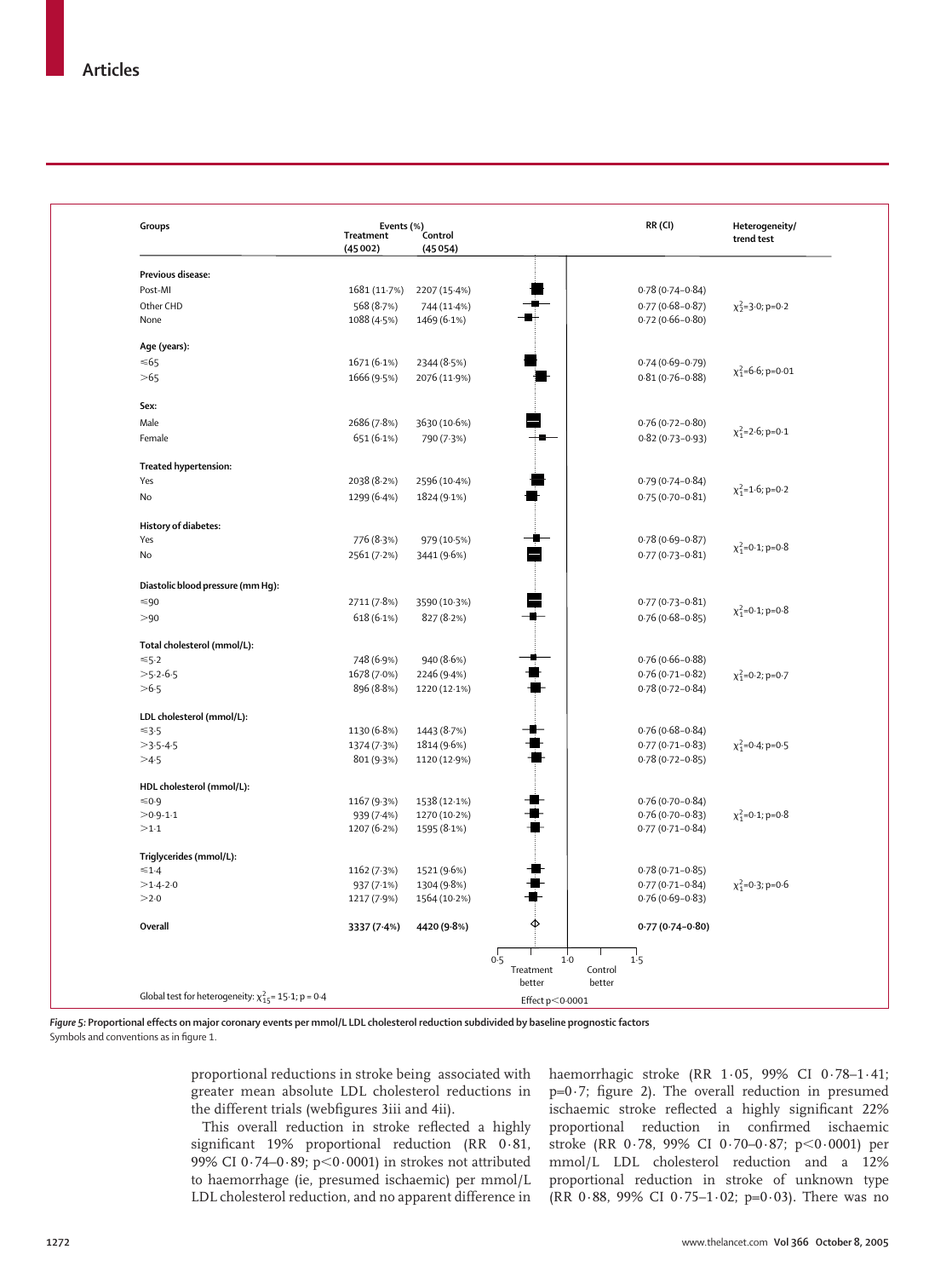| Groups | Events (%) Treatment (45 002) | Control (45 054) | RR (CI) | Heterogeneity/ trend test |
|---|---|---|---|---|
| **Previous disease:** | | | | |
| Post-MI | 1681 (11·7%) | 2207 (15·4%) | 0·78 (0·74–0·84) | |
| Other CHD | 568 (8·7%) | 744 (11·4%) | 0·77 (0·68–0·87) | $\chi^2_2$=3·0; p=0·2 |
| None | 1088 (4·5%) | 1469 (6·1%) | 0·72 (0·66–0·80) | |
| **Age (years):** | | | | |
| ≤65 | 1671 (6·1%) | 2344 (8·5%) | 0·74 (0·69–0·79) | $\chi^2_1$=6·6; p=0·01 |
| >65 | 1666 (9·5%) | 2076 (11·9%) | 0·81 (0·76–0·88) | |
| **Sex:** | | | | |
| Male | 2686 (7·8%) | 3630 (10·6%) | 0·76 (0·72–0·80) | $\chi^2_1$=2·6; p=0·1 |
| Female | 651 (6·1%) | 790 (7·3%) | 0·82 (0·73–0·93) | |
| **Treated hypertension:** | | | | |
| Yes | 2038 (8·2%) | 2596 (10·4%) | 0·79 (0·74–0·84) | $\chi^2_1$=1·6; p=0·2 |
| No | 1299 (6·4%) | 1824 (9·1%) | 0·75 (0·70–0·81) | |
| **History of diabetes:** | | | | |
| Yes | 776 (8·3%) | 979 (10·5%) | 0·78 (0·69–0·87) | $\chi^2_1$=0·1; p=0·8 |
| No | 2561 (7·2%) | 3441 (9·6%) | 0·77 (0·73–0·81) | |
| **Diastolic blood pressure (mm Hg):** | | | | |
| ≤90 | 2711 (7·8%) | 3590 (10·3%) | 0·77 (0·73–0·81) | $\chi^2_1$=0·1; p=0·8 |
| >90 | 618 (6·1%) | 827 (8·2%) | 0·76 (0·68–0·85) | |
| **Total cholesterol (mmol/L):** | | | | |
| ≤5·2 | 748 (6·9%) | 940 (8·6%) | 0·76 (0·66–0·88) | |
| >5·2-6·5 | 1678 (7·0%) | 2246 (9·4%) | 0·76 (0·71–0·82) | $\chi^2_1$=0·2; p=0·7 |
| >6·5 | 896 (8·8%) | 1220 (12·1%) | 0·78 (0·72–0·84) | |
| **LDL cholesterol (mmol/L):** | | | | |
| ≤3·5 | 1130 (6·8%) | 1443 (8·7%) | 0·76 (0·68–0·84) | |
| >3·5-4·5 | 1374 (7·3%) | 1814 (9·6%) | 0·77 (0·71–0·83) | $\chi^2_1$=0·4; p=0·5 |
| >4·5 | 801 (9·3%) | 1120 (12·9%) | 0·78 (0·72–0·85) | |
| **HDL cholesterol (mmol/L):** | | | | |
| ≤0·9 | 1167 (9·3%) | 1538 (12·1%) | 0·76 (0·70–0·84) | |
| >0·9-1·1 | 939 (7·4%) | 1270 (10·2%) | 0·76 (0·70–0·83) | $\chi^2_1$=0·1; p=0·8 |
| >1·1 | 1207 (6·2%) | 1595 (8·1%) | 0·77 (0·71–0·84) | |
| **Triglycerides (mmol/L):** | | | | |
| ≤1·4 | 1162 (7·3%) | 1521 (9·6%) | 0·78 (0·71–0·85) | |
| >1·4-2·0 | 937 (7·1%) | 1304 (9·8%) | 0·77 (0·71–0·84) | $\chi^2_1$=0·3; p=0·6 |
| >2·0 | 1217 (7·9%) | 1564 (10·2%) | 0·76 (0·69–0·83) | |
| **Overall** | **3337 (7·4%)** | **4420 (9·8%)** | **0·77 (0·74–0·80)** | |

Global test for heterogeneity: $\chi^2_{15}$= 15·1; p = 0·4

Treatment better | Control better

Effect p<0·0001

***Figure 5:*** **Proportional effects on major coronary events per mmol/L LDL cholesterol reduction subdivided by baseline prognostic factors**
Symbols and conventions as in figure 1.

proportional reductions in stroke being associated with greater mean absolute LDL cholesterol reductions in the different trials (webfigures 3iii and 4ii).

This overall reduction in stroke reflected a highly significant 19% proportional reduction (RR 0·81, 99% CI 0·74–0·89; p<0·0001) in strokes not attributed to haemorrhage (ie, presumed ischaemic) per mmol/L LDL cholesterol reduction, and no apparent difference in haemorrhagic stroke (RR 1·05, 99% CI 0·78–1·41; p=0·7; figure 2). The overall reduction in presumed ischaemic stroke reflected a highly significant 22% proportional reduction in confirmed ischaemic stroke (RR 0·78, 99% CI 0·70–0·87; p<0·0001) per mmol/L LDL cholesterol reduction and a 12% proportional reduction in stroke of unknown type (RR 0·88, 99% CI 0·75–1·02; p=0·03). There was no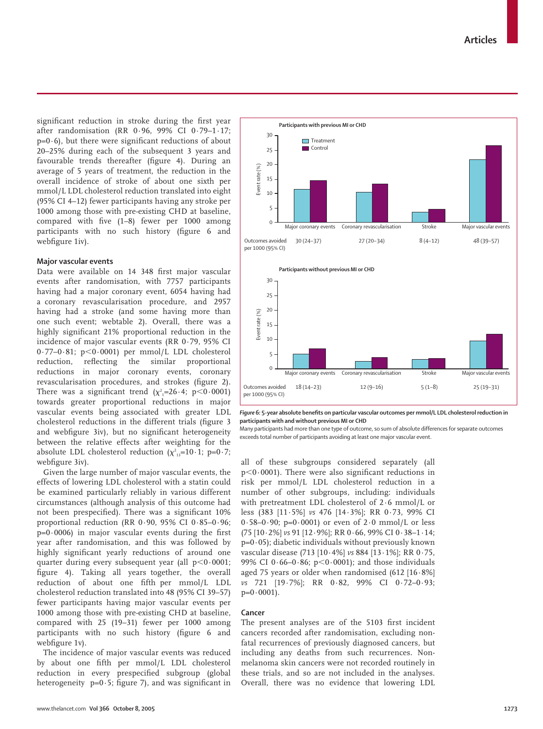significant reduction in stroke during the first year after randomisation (RR 0·96, 99% CI 0·79–1·17; p=0·6), but there were significant reductions of about 20–25% during each of the subsequent 3 years and favourable trends thereafter (figure 4). During an average of 5 years of treatment, the reduction in the overall incidence of stroke of about one sixth per mmol/L LDL cholesterol reduction translated into eight (95% CI 4–12) fewer participants having any stroke per 1000 among those with pre-existing CHD at baseline, compared with five (1–8) fewer per 1000 among participants with no such history (figure 6 and webfigure 1iv).

### Major vascular events

Data were available on 14 348 first major vascular events after randomisation, with 7757 participants having had a major coronary event, 6054 having had a coronary revascularisation procedure, and 2957 having had a stroke (and some having more than one such event; webtable 2). Overall, there was a highly significant 21% proportional reduction in the incidence of major vascular events (RR 0·79, 95% CI 0·77–0·81; p<0·0001) per mmol/L LDL cholesterol reduction, reflecting the similar proportional reductions in major coronary events, coronary revascularisation procedures, and strokes (figure 2). There was a significant trend ($\chi^2_1$=26·4; p<0·0001) towards greater proportional reductions in major vascular events being associated with greater LDL cholesterol reductions in the different trials (figure 3 and webfigure 3iv), but no significant heterogeneity between the relative effects after weighting for the absolute LDL cholesterol reduction ($\chi^2_{13}$=10·1; p=0·7; webfigure 3iv).

Given the large number of major vascular events, the effects of lowering LDL cholesterol with a statin could be examined particularly reliably in various different circumstances (although analysis of this outcome had not been prespecified). There was a significant 10% proportional reduction (RR 0·90, 95% CI 0·85–0·96; p=0·0006) in major vascular events during the first year after randomisation, and this was followed by highly significant yearly reductions of around one quarter during every subsequent year (all p<0·0001; figure 4). Taking all years together, the overall reduction of about one fifth per mmol/L LDL cholesterol reduction translated into 48 (95% CI 39–57) fewer participants having major vascular events per 1000 among those with pre-existing CHD at baseline, compared with 25 (19–31) fewer per 1000 among participants with no such history (figure 6 and webfigure 1v).

The incidence of major vascular events was reduced by about one fifth per mmol/L LDL cholesterol reduction in every prespecified subgroup (global heterogeneity p=0·5; figure 7), and was significant in all of these subgroups considered separately (all p<0·0001). There were also significant reductions in risk per mmol/L LDL cholesterol reduction in a number of other subgroups, including: individuals with pretreatment LDL cholesterol of 2·6 mmol/L or less (383 [11·5%] *vs* 476 [14·3%]; RR 0·73, 99% CI 0·58–0·90; p=0·0001) or even of 2·0 mmol/L or less (75 [10·2%] *vs* 91 [12·9%]; RR 0·66, 99% CI 0·38–1·14; p=0·05); diabetic individuals without previously known vascular disease (713 [10·4%] *vs* 884 [13·1%]; RR 0·75, 99% CI 0·66–0·86; p<0·0001); and those individuals aged 75 years or older when randomised (612 [16·8%] *vs* 721 [19·7%]; RR 0·82, 99% CI 0·72–0·93; p=0·0001).

**Participants with previous MI or CHD**

| | Major coronary events | Coronary revascularisation | Stroke | Major vascular events |
|---|---|---|---|---|
| Outcomes avoided per 1000 (95% CI) | 30 (24–37) | 27 (20–34) | 8 (4–12) | 48 (39–57) |

**Participants without previous MI or CHD**

| | Major coronary events | Coronary revascularisation | Stroke | Major vascular events |
|---|---|---|---|---|
| Outcomes avoided per 1000 (95% CI) | 18 (14–23) | 12 (9–16) | 5 (1–8) | 25 (19–31) |

***Figure 6:* 5-year absolute benefits on particular vascular outcomes per mmol/L LDL cholesterol reduction in participants with and without previous MI or CHD**
Many participants had more than one type of outcome, so sum of absolute differences for separate outcomes exceeds total number of participants avoiding at least one major vascular event.

### Cancer

The present analyses are of the 5103 first incident cancers recorded after randomisation, excluding non-fatal recurrences of previously diagnosed cancers, but including any deaths from such recurrences. Non-melanoma skin cancers were not recorded routinely in these trials, and so are not included in the analyses. Overall, there was no evidence that lowering LDL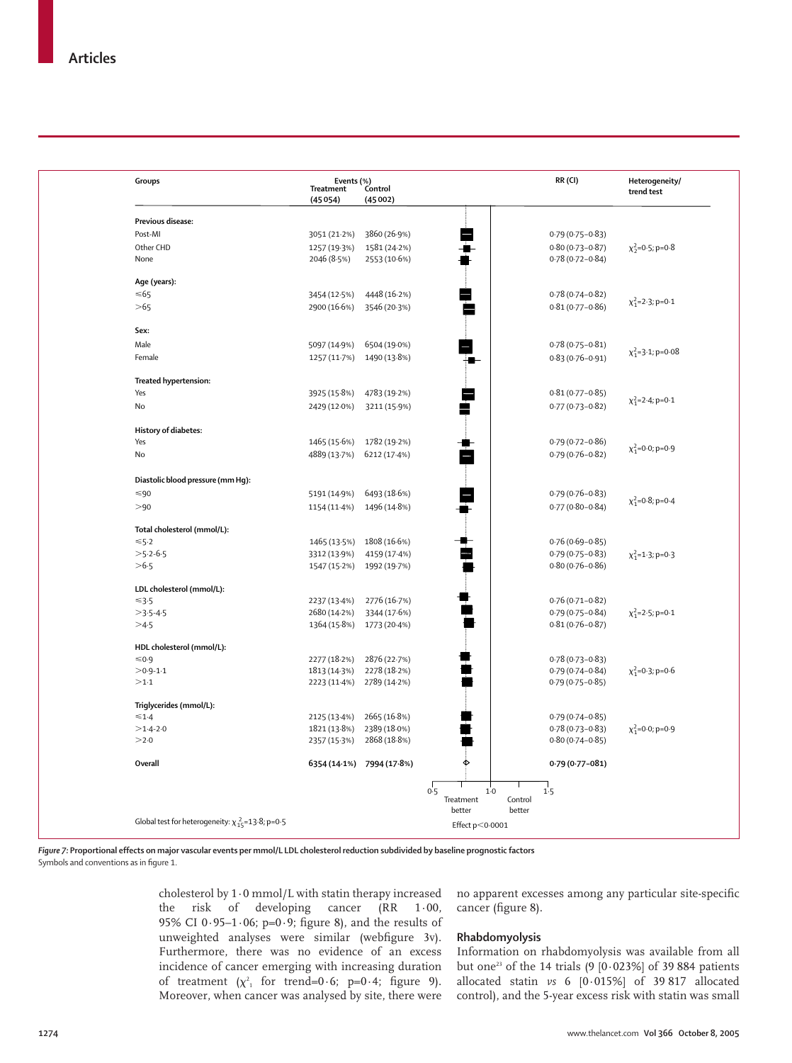| Groups | Events (%) Treatment (45054) | Control (45002) | RR (CI) | Heterogeneity/ trend test |
|---|---|---|---|---|
| **Previous disease:** | | | | |
| Post-MI | 3051 (21·2%) | 3860 (26·9%) | 0·79 (0·75–0·83) | |
| Other CHD | 1257 (19·3%) | 1581 (24·2%) | 0·80 (0·73–0·87) | $\chi^2_2$=0·5; p=0·8 |
| None | 2046 (8·5%) | 2553 (10·6%) | 0·78 (0·72–0·84) | |
| **Age (years):** | | | | |
| ≤65 | 3454 (12·5%) | 4448 (16·2%) | 0·78 (0·74–0·82) | $\chi^2_1$=2·3; p=0·1 |
| >65 | 2900 (16·6%) | 3546 (20·3%) | 0·81 (0·77–0·86) | |
| **Sex:** | | | | |
| Male | 5097 (14·9%) | 6504 (19·0%) | 0·78 (0·75–0·81) | $\chi^2_1$=3·1; p=0·08 |
| Female | 1257 (11·7%) | 1490 (13·8%) | 0·83 (0·76–0·91) | |
| **Treated hypertension:** | | | | |
| Yes | 3925 (15·8%) | 4783 (19·2%) | 0·81 (0·77–0·85) | $\chi^2_1$=2·4; p=0·1 |
| No | 2429 (12·0%) | 3211 (15·9%) | 0·77 (0·73–0·82) | |
| **History of diabetes:** | | | | |
| Yes | 1465 (15·6%) | 1782 (19·2%) | 0·79 (0·72–0·86) | $\chi^2_1$=0·0; p=0·9 |
| No | 4889 (13·7%) | 6212 (17·4%) | 0·79 (0·76–0·82) | |
| **Diastolic blood pressure (mm Hg):** | | | | |
| ≤90 | 5191 (14·9%) | 6493 (18·6%) | 0·79 (0·76–0·83) | $\chi^2_1$=0·8; p=0·4 |
| >90 | 1154 (11·4%) | 1496 (14·8%) | 0·77 (0·80–0·84) | |
| **Total cholesterol (mmol/L):** | | | | |
| ≤5·2 | 1465 (13·5%) | 1808 (16·6%) | 0·76 (0·69–0·85) | |
| >5·2-6·5 | 3312 (13·9%) | 4159 (17·4%) | 0·79 (0·75–0·83) | $\chi^2_1$=1·3; p=0·3 |
| >6·5 | 1547 (15·2%) | 1992 (19·7%) | 0·80 (0·76–0·86) | |
| **LDL cholesterol (mmol/L):** | | | | |
| ≤3·5 | 2237 (13·4%) | 2776 (16·7%) | 0·76 (0·71–0·82) | |
| >3·5-4·5 | 2680 (14·2%) | 3344 (17·6%) | 0·79 (0·75–0·84) | $\chi^2_1$=2·5; p=0·1 |
| >4·5 | 1364 (15·8%) | 1773 (20·4%) | 0·81 (0·76–0·87) | |
| **HDL cholesterol (mmol/L):** | | | | |
| ≤0·9 | 2277 (18·2%) | 2876 (22·7%) | 0·78 (0·73–0·83) | |
| >0·9-1·1 | 1813 (14·3%) | 2278 (18·2%) | 0·79 (0·74–0·84) | $\chi^2_1$=0·3; p=0·6 |
| >1·1 | 2223 (11·4%) | 2789 (14·2%) | 0·79 (0·75–0·85) | |
| **Triglycerides (mmol/L):** | | | | |
| ≤1·4 | 2125 (13·4%) | 2665 (16·8%) | 0·79 (0·74–0·85) | |
| >1·4-2·0 | 1821 (13·8%) | 2389 (18·0%) | 0·78 (0·73–0·83) | $\chi^2_1$=0·0; p=0·9 |
| >2·0 | 2357 (15·3%) | 2868 (18·8%) | 0·80 (0·74–0·85) | |
| **Overall** | **6354 (14·1%)** | **7994 (17·8%)** | **0·79 (0·77–081)** | |

Global test for heterogeneity: $\chi^2_{15}$=13·8; p=0·5

Effect p<0·0001

*Figure 7:* **Proportional effects on major vascular events per mmol/L LDL cholesterol reduction subdivided by baseline prognostic factors**
Symbols and conventions as in figure 1.

cholesterol by 1·0 mmol/L with statin therapy increased the risk of developing cancer (RR 1·00, 95% CI 0·95–1·06; p=0·9; figure 8), and the results of unweighted analyses were similar (webfigure 3v). Furthermore, there was no evidence of an excess incidence of cancer emerging with increasing duration of treatment ($\chi^2_1$ for trend=0·6; p=0·4; figure 9). Moreover, when cancer was analysed by site, there were no apparent excesses among any particular site-specific cancer (figure 8).

## Rhabdomyolysis

Information on rhabdomyolysis was available from all but one[23] of the 14 trials (9 [0·023%] of 39 884 patients allocated statin *vs* 6 [0·015%] of 39 817 allocated control), and the 5-year excess risk with statin was small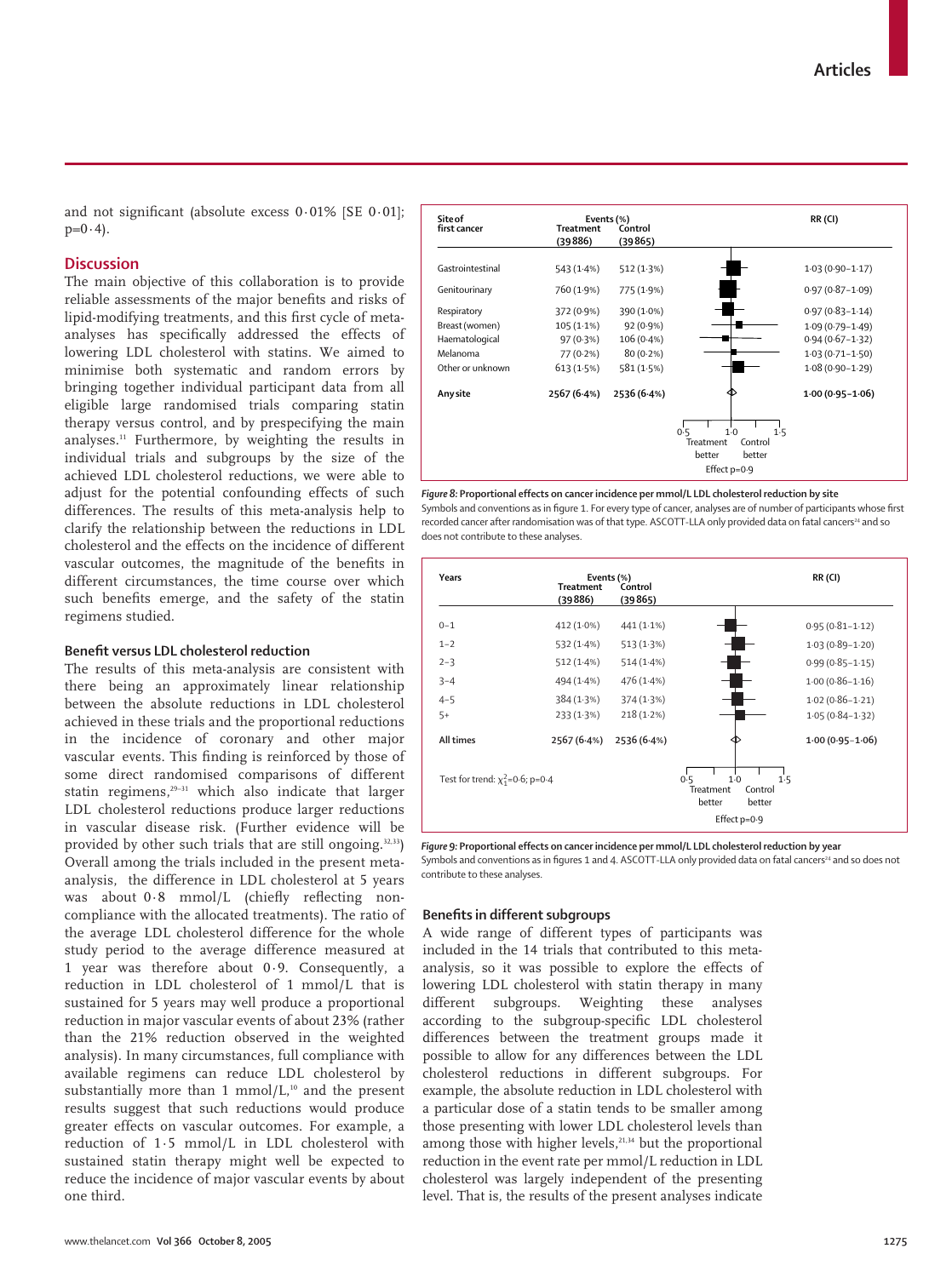and not significant (absolute excess 0·01% [SE 0·01]; p=0·4).

## Discussion

The main objective of this collaboration is to provide reliable assessments of the major benefits and risks of lipid-modifying treatments, and this first cycle of meta-analyses has specifically addressed the effects of lowering LDL cholesterol with statins. We aimed to minimise both systematic and random errors by bringing together individual participant data from all eligible large randomised trials comparing statin therapy versus control, and by prespecifying the main analyses.[11] Furthermore, by weighting the results in individual trials and subgroups by the size of the achieved LDL cholesterol reductions, we were able to adjust for the potential confounding effects of such differences. The results of this meta-analysis help to clarify the relationship between the reductions in LDL cholesterol and the effects on the incidence of different vascular outcomes, the magnitude of the benefits in different circumstances, the time course over which such benefits emerge, and the safety of the statin regimens studied.

### Benefit versus LDL cholesterol reduction

The results of this meta-analysis are consistent with there being an approximately linear relationship between the absolute reductions in LDL cholesterol achieved in these trials and the proportional reductions in the incidence of coronary and other major vascular events. This finding is reinforced by those of some direct randomised comparisons of different statin regimens,[29–31] which also indicate that larger LDL cholesterol reductions produce larger reductions in vascular disease risk. (Further evidence will be provided by other such trials that are still ongoing.[32,33]) Overall among the trials included in the present meta-analysis, the difference in LDL cholesterol at 5 years was about 0·8 mmol/L (chiefly reflecting non-compliance with the allocated treatments). The ratio of the average LDL cholesterol difference for the whole study period to the average difference measured at 1 year was therefore about 0·9. Consequently, a reduction in LDL cholesterol of 1 mmol/L that is sustained for 5 years may well produce a proportional reduction in major vascular events of about 23% (rather than the 21% reduction observed in the weighted analysis). In many circumstances, full compliance with available regimens can reduce LDL cholesterol by substantially more than 1 mmol/L,[10] and the present results suggest that such reductions would produce greater effects on vascular outcomes. For example, a reduction of 1·5 mmol/L in LDL cholesterol with sustained statin therapy might well be expected to reduce the incidence of major vascular events by about one third.

| Site of first cancer | Events (%) Treatment (39886) | Events (%) Control (39865) | RR (CI) |
|---|---|---|---|
| Gastrointestinal | 543 (1·4%) | 512 (1·3%) | 1·03 (0·90–1·17) |
| Genitourinary | 760 (1·9%) | 775 (1·9%) | 0·97 (0·87–1·09) |
| Respiratory | 372 (0·9%) | 390 (1·0%) | 0·97 (0·83–1·14) |
| Breast (women) | 105 (1·1%) | 92 (0·9%) | 1·09 (0·79–1·49) |
| Haematological | 97 (0·3%) | 106 (0·4%) | 0·94 (0·67–1·32) |
| Melanoma | 77 (0·2%) | 80 (0·2%) | 1·03 (0·71–1·50) |
| Other or unknown | 613 (1·5%) | 581 (1·5%) | 1·08 (0·90–1·29) |
| **Any site** | **2567 (6·4%)** | **2536 (6·4%)** | **1·00 (0·95–1·06)** |

Treatment better / Control better. Effect p=0·9

*Figure 8:* **Proportional effects on cancer incidence per mmol/L LDL cholesterol reduction by site**
Symbols and conventions as in figure 1. For every type of cancer, analyses are of number of participants whose first recorded cancer after randomisation was of that type. ASCOTT-LLA only provided data on fatal cancers[24] and so does not contribute to these analyses.

| Years | Events (%) Treatment (39886) | Events (%) Control (39865) | RR (CI) |
|---|---|---|---|
| 0–1 | 412 (1·0%) | 441 (1·1%) | 0·95 (0·81–1·12) |
| 1–2 | 532 (1·4%) | 513 (1·3%) | 1·03 (0·89–1·20) |
| 2–3 | 512 (1·4%) | 514 (1·4%) | 0·99 (0·85–1·15) |
| 3–4 | 494 (1·4%) | 476 (1·4%) | 1·00 (0·86–1·16) |
| 4–5 | 384 (1·3%) | 374 (1·3%) | 1·02 (0·86–1·21) |
| 5+ | 233 (1·3%) | 218 (1·2%) | 1·05 (0·84–1·32) |
| **All times** | **2567 (6·4%)** | **2536 (6·4%)** | **1·00 (0·95–1·06)** |

Test for trend: $\chi^2_1$=0·6; p=0·4. Treatment better / Control better. Effect p=0·9

*Figure 9:* **Proportional effects on cancer incidence per mmol/L LDL cholesterol reduction by year**
Symbols and conventions as in figures 1 and 4. ASCOTT-LLA only provided data on fatal cancers[24] and so does not contribute to these analyses.

### Benefits in different subgroups

A wide range of different types of participants was included in the 14 trials that contributed to this meta-analysis, so it was possible to explore the effects of lowering LDL cholesterol with statin therapy in many different subgroups. Weighting these analyses according to the subgroup-specific LDL cholesterol differences between the treatment groups made it possible to allow for any differences between the LDL cholesterol reductions in different subgroups. For example, the absolute reduction in LDL cholesterol with a particular dose of a statin tends to be smaller among those presenting with lower LDL cholesterol levels than among those with higher levels,[21,34] but the proportional reduction in the event rate per mmol/L reduction in LDL cholesterol was largely independent of the presenting level. That is, the results of the present analyses indicate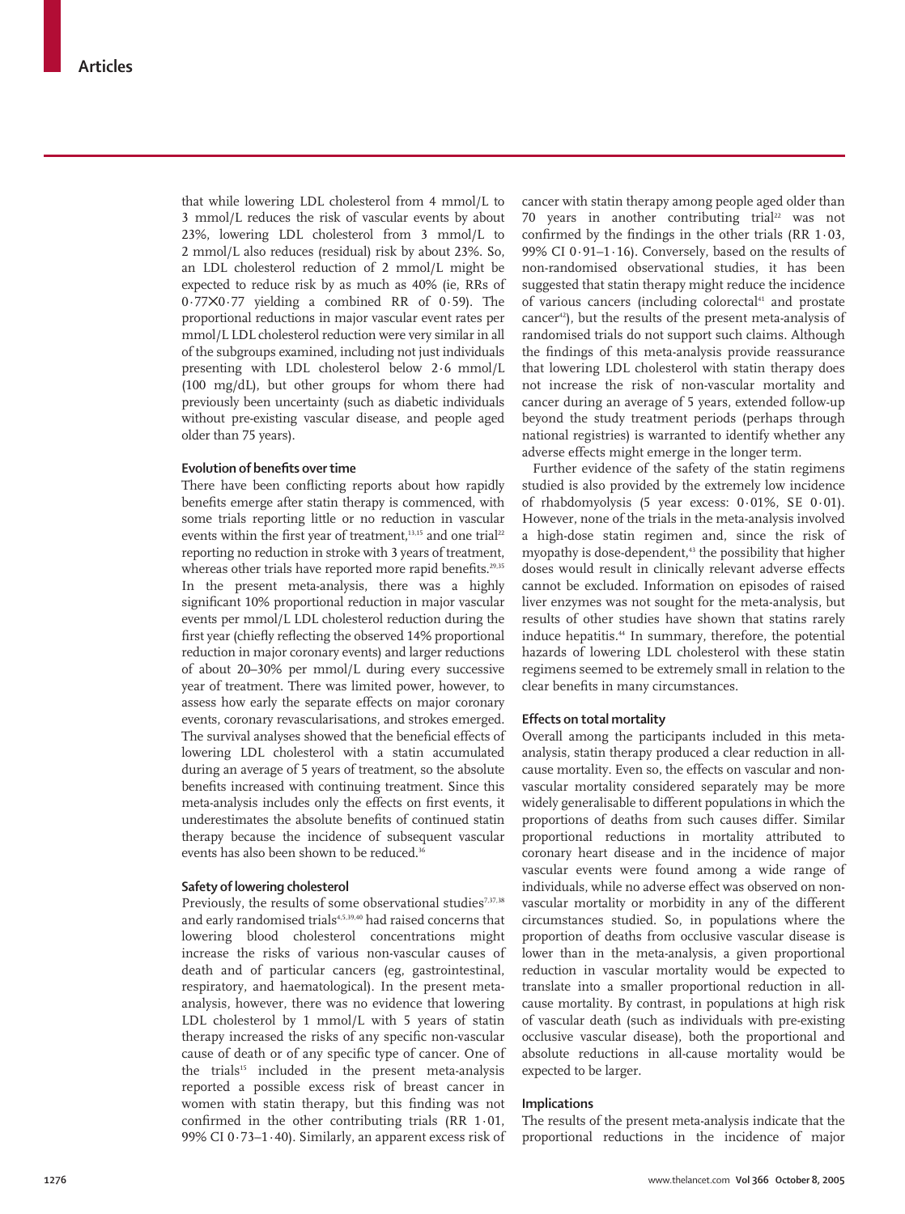that while lowering LDL cholesterol from 4 mmol/L to 3 mmol/L reduces the risk of vascular events by about 23%, lowering LDL cholesterol from 3 mmol/L to 2 mmol/L also reduces (residual) risk by about 23%. So, an LDL cholesterol reduction of 2 mmol/L might be expected to reduce risk by as much as 40% (ie, RRs of $0{\cdot}77 \times 0{\cdot}77$ yielding a combined RR of 0·59). The proportional reductions in major vascular event rates per mmol/L LDL cholesterol reduction were very similar in all of the subgroups examined, including not just individuals presenting with LDL cholesterol below 2·6 mmol/L (100 mg/dL), but other groups for whom there had previously been uncertainty (such as diabetic individuals without pre-existing vascular disease, and people aged older than 75 years).

### Evolution of benefits over time

There have been conflicting reports about how rapidly benefits emerge after statin therapy is commenced, with some trials reporting little or no reduction in vascular events within the first year of treatment,[13,15] and one trial[22] reporting no reduction in stroke with 3 years of treatment, whereas other trials have reported more rapid benefits.[29,35] In the present meta-analysis, there was a highly significant 10% proportional reduction in major vascular events per mmol/L LDL cholesterol reduction during the first year (chiefly reflecting the observed 14% proportional reduction in major coronary events) and larger reductions of about 20–30% per mmol/L during every successive year of treatment. There was limited power, however, to assess how early the separate effects on major coronary events, coronary revascularisations, and strokes emerged. The survival analyses showed that the beneficial effects of lowering LDL cholesterol with a statin accumulated during an average of 5 years of treatment, so the absolute benefits increased with continuing treatment. Since this meta-analysis includes only the effects on first events, it underestimates the absolute benefits of continued statin therapy because the incidence of subsequent vascular events has also been shown to be reduced.[36]

### Safety of lowering cholesterol

Previously, the results of some observational studies[7,37,38] and early randomised trials[4,5,39,40] had raised concerns that lowering blood cholesterol concentrations might increase the risks of various non-vascular causes of death and of particular cancers (eg, gastrointestinal, respiratory, and haematological). In the present meta-analysis, however, there was no evidence that lowering LDL cholesterol by 1 mmol/L with 5 years of statin therapy increased the risks of any specific non-vascular cause of death or of any specific type of cancer. One of the trials[15] included in the present meta-analysis reported a possible excess risk of breast cancer in women with statin therapy, but this finding was not confirmed in the other contributing trials (RR 1·01, 99% CI 0·73–1·40). Similarly, an apparent excess risk of cancer with statin therapy among people aged older than 70 years in another contributing trial[22] was not confirmed by the findings in the other trials (RR 1·03, 99% CI 0·91–1·16). Conversely, based on the results of non-randomised observational studies, it has been suggested that statin therapy might reduce the incidence of various cancers (including colorectal[41] and prostate cancer[42]), but the results of the present meta-analysis of randomised trials do not support such claims. Although the findings of this meta-analysis provide reassurance that lowering LDL cholesterol with statin therapy does not increase the risk of non-vascular mortality and cancer during an average of 5 years, extended follow-up beyond the study treatment periods (perhaps through national registries) is warranted to identify whether any adverse effects might emerge in the longer term.

Further evidence of the safety of the statin regimens studied is also provided by the extremely low incidence of rhabdomyolysis (5 year excess: 0·01%, SE 0·01). However, none of the trials in the meta-analysis involved a high-dose statin regimen and, since the risk of myopathy is dose-dependent,[43] the possibility that higher doses would result in clinically relevant adverse effects cannot be excluded. Information on episodes of raised liver enzymes was not sought for the meta-analysis, but results of other studies have shown that statins rarely induce hepatitis.[44] In summary, therefore, the potential hazards of lowering LDL cholesterol with these statin regimens seemed to be extremely small in relation to the clear benefits in many circumstances.

### Effects on total mortality

Overall among the participants included in this meta-analysis, statin therapy produced a clear reduction in all-cause mortality. Even so, the effects on vascular and non-vascular mortality considered separately may be more widely generalisable to different populations in which the proportions of deaths from such causes differ. Similar proportional reductions in mortality attributed to coronary heart disease and in the incidence of major vascular events were found among a wide range of individuals, while no adverse effect was observed on non-vascular mortality or morbidity in any of the different circumstances studied. So, in populations where the proportion of deaths from occlusive vascular disease is lower than in the meta-analysis, a given proportional reduction in vascular mortality would be expected to translate into a smaller proportional reduction in all-cause mortality. By contrast, in populations at high risk of vascular death (such as individuals with pre-existing occlusive vascular disease), both the proportional and absolute reductions in all-cause mortality would be expected to be larger.

### Implications

The results of the present meta-analysis indicate that the proportional reductions in the incidence of major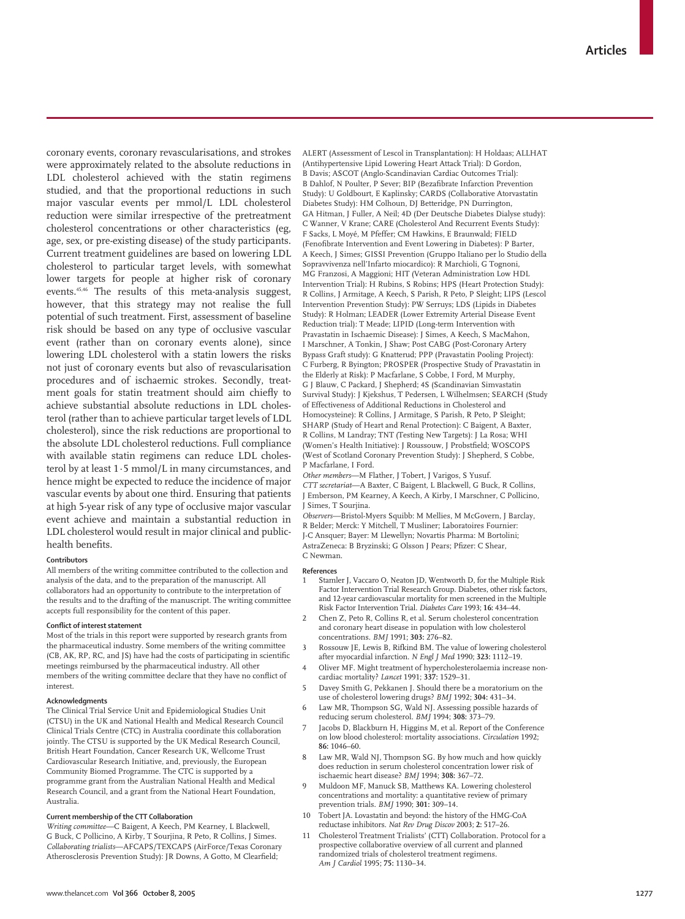coronary events, coronary revascularisations, and strokes were approximately related to the absolute reductions in LDL cholesterol achieved with the statin regimens studied, and that the proportional reductions in such major vascular events per mmol/L LDL cholesterol reduction were similar irrespective of the pretreatment cholesterol concentrations or other characteristics (eg, age, sex, or pre-existing disease) of the study participants. Current treatment guidelines are based on lowering LDL cholesterol to particular target levels, with somewhat lower targets for people at higher risk of coronary events.[45,46] The results of this meta-analysis suggest, however, that this strategy may not realise the full potential of such treatment. First, assessment of baseline risk should be based on any type of occlusive vascular event (rather than on coronary events alone), since lowering LDL cholesterol with a statin lowers the risks not just of coronary events but also of revascularisation procedures and of ischaemic strokes. Secondly, treatment goals for statin treatment should aim chiefly to achieve substantial absolute reductions in LDL cholesterol (rather than to achieve particular target levels of LDL cholesterol), since the risk reductions are proportional to the absolute LDL cholesterol reductions. Full compliance with available statin regimens can reduce LDL cholesterol by at least 1·5 mmol/L in many circumstances, and hence might be expected to reduce the incidence of major vascular events by about one third. Ensuring that patients at high 5-year risk of any type of occlusive major vascular event achieve and maintain a substantial reduction in LDL cholesterol would result in major clinical and public-health benefits.

#### Contributors

All members of the writing committee contributed to the collection and analysis of the data, and to the preparation of the manuscript. All collaborators had an opportunity to contribute to the interpretation of the results and to the drafting of the manuscript. The writing committee accepts full responsibility for the content of this paper.

#### Conflict of interest statement

Most of the trials in this report were supported by research grants from the pharmaceutical industry. Some members of the writing committee (CB, AK, RP, RC, and JS) have had the costs of participating in scientific meetings reimbursed by the pharmaceutical industry. All other members of the writing committee declare that they have no conflict of interest.

#### Acknowledgments

The Clinical Trial Service Unit and Epidemiological Studies Unit (CTSU) in the UK and National Health and Medical Research Council Clinical Trials Centre (CTC) in Australia coordinate this collaboration jointly. The CTSU is supported by the UK Medical Research Council, British Heart Foundation, Cancer Research UK, Wellcome Trust Cardiovascular Research Initiative, and, previously, the European Community Biomed Programme. The CTC is supported by a programme grant from the Australian National Health and Medical Research Council, and a grant from the National Heart Foundation, Australia.

#### Current membership of the CTT Collaboration

*Writing committee*—C Baigent, A Keech, PM Kearney, L Blackwell, G Buck, C Pollicino, A Kirby, T Sourjina, R Peto, R Collins, J Simes.
*Collaborating trialists*—AFCAPS/TEXCAPS (AirForce/Texas Coronary Atherosclerosis Prevention Study): JR Downs, A Gotto, M Clearfield; ALERT (Assessment of Lescol in Transplantation): H Holdaas; ALLHAT (Antihypertensive Lipid Lowering Heart Attack Trial): D Gordon, B Davis; ASCOT (Anglo-Scandinavian Cardiac Outcomes Trial): B Dahlof, N Poulter, P Sever; BIP (Bezafibrate Infarction Prevention Study): U Goldbourt, E Kaplinsky; CARDS (Collaborative Atorvastatin Diabetes Study): HM Colhoun, DJ Betteridge, PN Durrington, GA Hitman, J Fuller, A Neil; 4D (Der Deutsche Diabetes Dialyse study): C Wanner, V Krane; CARE (Cholesterol And Recurrent Events Study): F Sacks, L Moyé, M Pfeffer; CM Hawkins, E Braunwald; FIELD (Fenofibrate Intervention and Event Lowering in Diabetes): P Barter, A Keech, J Simes; GISSI Prevention (Gruppo Italiano per lo Studio della Sopravvivenza nell'Infarto miocardico): R Marchioli, G Tognoni, MG Franzosi, A Maggioni; HIT (Veteran Administration Low HDL Intervention Trial): H Rubins, S Robins; HPS (Heart Protection Study): R Collins, J Armitage, A Keech, S Parish, R Peto, P Sleight; LIPS (Lescol Intervention Prevention Study): PW Serruys; LDS (Lipids in Diabetes Study): R Holman; LEADER (Lower Extremity Arterial Disease Event Reduction trial): T Meade; LIPID (Long-term Intervention with Pravastatin in Ischaemic Disease): J Simes, A Keech, S MacMahon, I Marschner, A Tonkin, J Shaw; Post CABG (Post-Coronary Artery Bypass Graft study): G Knatterud; PPP (Pravastatin Pooling Project): C Furberg, R Byington; PROSPER (Prospective Study of Pravastatin in the Elderly at Risk): P Macfarlane, S Cobbe, I Ford, M Murphy, G J Blauw, C Packard, J Shepherd; 4S (Scandinavian Simvastatin Survival Study): J Kjekshus, T Pedersen, L Wilhelmsen; SEARCH (Study of Effectiveness of Additional Reductions in Cholesterol and Homocysteine): R Collins, J Armitage, S Parish, R Peto, P Sleight; SHARP (Study of Heart and Renal Protection): C Baigent, A Baxter, R Collins, M Landray; TNT (Testing New Targets): J La Rosa; WHI (Women's Health Initiative): J Roussouw, J Probstfield; WOSCOPS (West of Scotland Coronary Prevention Study): J Shepherd, S Cobbe, P Macfarlane, I Ford.
*Other members*—M Flather, J Tobert, J Varigos, S Yusuf.
*CTT secretariat*—A Baxter, C Baigent, L Blackwell, G Buck, R Collins, J Emberson, PM Kearney, A Keech, A Kirby, I Marschner, C Pollicino, J Simes, T Sourjina.
*Observers*—Bristol-Myers Squibb: M Mellies, M McGovern, J Barclay, R Belder; Merck: Y Mitchell, T Musliner; Laboratoires Fournier: J-C Ansquer; Bayer: M Llewellyn; Novartis Pharma: M Bortolini; AstraZeneca: B Bryzinski; G Olsson J Pears; Pfizer: C Shear, C Newman.

#### References

1. Stamler J, Vaccaro O, Neaton JD, Wentworth D, for the Multiple Risk Factor Intervention Trial Research Group. Diabetes, other risk factors, and 12-year cardiovascular mortality for men screened in the Multiple Risk Factor Intervention Trial. *Diabetes Care* 1993; **16:** 434–44.
2. Chen Z, Peto R, Collins R, et al. Serum cholesterol concentration and coronary heart disease in population with low cholesterol concentrations. *BMJ* 1991; **303:** 276–82.
3. Rossouw JE, Lewis B, Rifkind BM. The value of lowering cholesterol after myocardial infarction. *N Engl J Med* 1990; **323:** 1112–19.
4. Oliver MF. Might treatment of hypercholesterolaemia increase non-cardiac mortality? *Lancet* 1991; **337:** 1529–31.
5. Davey Smith G, Pekkanen J. Should there be a moratorium on the use of cholesterol lowering drugs? *BMJ* 1992; **304:** 431–34.
6. Law MR, Thompson SG, Wald NJ. Assessing possible hazards of reducing serum cholesterol. *BMJ* 1994; **308:** 373–79.
7. Jacobs D, Blackburn H, Higgins M, et al. Report of the Conference on low blood cholesterol: mortality associations. *Circulation* 1992; **86:** 1046–60.
8. Law MR, Wald NJ, Thompson SG. By how much and how quickly does reduction in serum cholesterol concentration lower risk of ischaemic heart disease? *BMJ* 1994; **308:** 367–72.
9. Muldoon MF, Manuck SB, Matthews KA. Lowering cholesterol concentrations and mortality: a quantitative review of primary prevention trials. *BMJ* 1990; **301:** 309–14.
10. Tobert JA. Lovastatin and beyond: the history of the HMG-CoA reductase inhibitors. *Nat Rev Drug Discov* 2003; **2:** 517–26.
11. Cholesterol Treatment Trialists' (CTT) Collaboration. Protocol for a prospective collaborative overview of all current and planned randomized trials of cholesterol treatment regimens. *Am J Cardiol* 1995; **75:** 1130–34.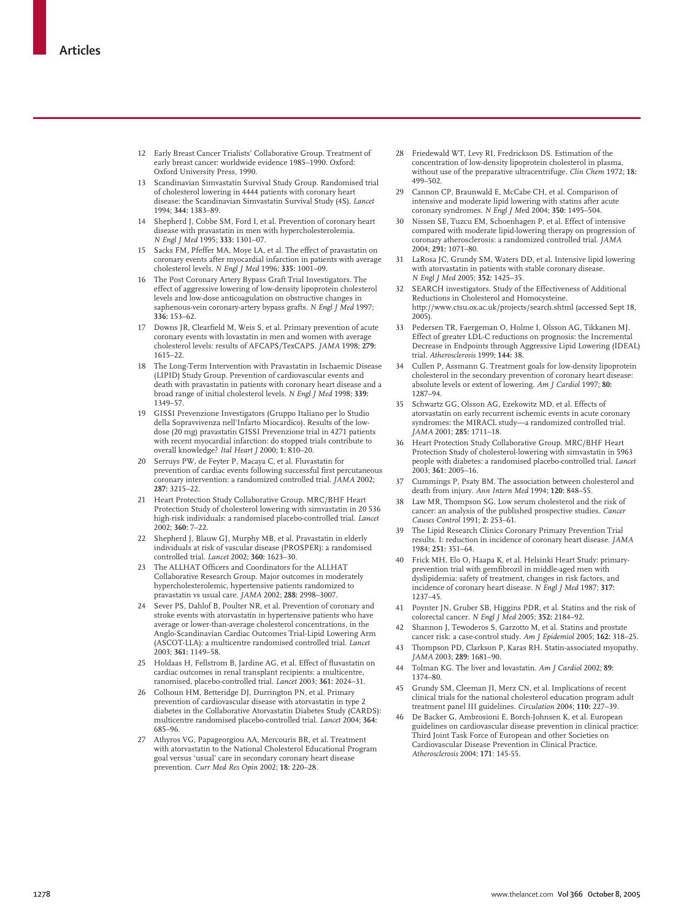12 Early Breast Cancer Trialists' Collaborative Group. Treatment of early breast cancer: worldwide evidence 1985–1990. Oxford: Oxford University Press, 1990.

13 Scandinavian Simvastatin Survival Study Group. Randomised trial of cholesterol lowering in 4444 patients with coronary heart disease: the Scandinavian Simvastatin Survival Study (4S). *Lancet* 1994; **344:** 1383–89.

14 Shepherd J, Cobbe SM, Ford I, et al. Prevention of coronary heart disease with pravastatin in men with hypercholesterolemia. *N Engl J Med* 1995; **333:** 1301–07.

15 Sacks FM, Pfeffer MA, Moye LA, et al. The effect of pravastatin on coronary events after myocardial infarction in patients with average cholesterol levels. *N Engl J Med* 1996; **335:** 1001–09.

16 The Post Coronary Artery Bypass Graft Trial Investigators. The effect of aggressive lowering of low-density lipoprotein cholesterol levels and low-dose anticoagulation on obstructive changes in saphenous-vein coronary-artery bypass grafts. *N Engl J Med* 1997; **336:** 153–62.

17 Downs JR, Clearfield M, Weis S, et al. Primary prevention of acute coronary events with lovastatin in men and women with average cholesterol levels: results of AFCAPS/TexCAPS. *JAMA* 1998; **279:** 1615–22.

18 The Long-Term Intervention with Pravastatin in Ischaemic Disease (LIPID) Study Group. Prevention of cardiovascular events and death with pravastatin in patients with coronary heart disease and a broad range of initial cholesterol levels. *N Engl J Med* 1998; **339:** 1349–57.

19 GISSI Prevenzione Investigators (Gruppo Italiano per lo Studio della Sopravvivenza nell'Infarto Miocardico). Results of the low-dose (20 mg) pravastatin GISSI Prevenzione trial in 4271 patients with recent myocardial infarction: do stopped trials contribute to overall knowledge? *Ital Heart J* 2000; **1:** 810–20.

20 Serruys PW, de Feyter P, Macaya C, et al. Fluvastatin for prevention of cardiac events following successful first percutaneous coronary intervention: a randomized controlled trial. *JAMA* 2002; **287:** 3215–22.

21 Heart Protection Study Collaborative Group. MRC/BHF Heart Protection Study of cholesterol lowering with simvastatin in 20 536 high-risk individuals: a randomised placebo-controlled trial. *Lancet* 2002; **360:** 7–22.

22 Shepherd J, Blauw GJ, Murphy MB, et al. Pravastatin in elderly individuals at risk of vascular disease (PROSPER): a randomised controlled trial. *Lancet* 2002; **360:** 1623–30.

23 The ALLHAT Officers and Coordinators for the ALLHAT Collaborative Research Group. Major outcomes in moderately hypercholesterolemic, hypertensive patients randomized to pravastatin vs usual care. *JAMA* 2002; **288:** 2998–3007.

24 Sever PS, Dahlof B, Poulter NR, et al. Prevention of coronary and stroke events with atorvastatin in hypertensive patients who have average or lower-than-average cholesterol concentrations, in the Anglo-Scandinavian Cardiac Outcomes Trial-Lipid Lowering Arm (ASCOT-LLA): a multicentre randomised controlled trial. *Lancet* 2003; **361:** 1149–58.

25 Holdaas H, Fellstrom B, Jardine AG, et al. Effect of fluvastatin on cardiac outcomes in renal transplant recipients: a multicentre, ranomised, placebo-controlled trial. *Lancet* 2003; **361:** 2024–31.

26 Colhoun HM, Betteridge DJ, Durrington PN, et al. Primary prevention of cardiovascular disease with atorvastatin in type 2 diabetes in the Collaborative Atorvastatin Diabetes Study (CARDS): multicentre randomised placebo-controlled trial. *Lancet* 2004; **364:** 685–96.

27 Athyros VG, Papageorgiou AA, Mercouris BR, et al. Treatment with atorvastatin to the National Cholesterol Educational Program goal versus 'usual' care in secondary coronary heart disease prevention. *Curr Med Res Opin* 2002; **18:** 220–28.

28 Friedewald WT, Levy RI, Fredrickson DS. Estimation of the concentration of low-density lipoprotein cholesterol in plasma, without use of the preparative ultracentrifuge. *Clin Chem* 1972; **18:** 499–502.

29 Cannon CP, Braunwald E, McCabe CH, et al. Comparison of intensive and moderate lipid lowering with statins after acute coronary syndromes. *N Engl J Med* 2004; **350:** 1495–504.

30 Nissen SE, Tuzcu EM, Schoenhagen P, et al. Effect of intensive compared with moderate lipid-lowering therapy on progression of coronary atherosclerosis: a randomized controlled trial. *JAMA* 2004; **291:** 1071–80.

31 LaRosa JC, Grundy SM, Waters DD, et al. Intensive lipid lowering with atorvastatin in patients with stable coronary disease. *N Engl J Med* 2005; **352:** 1425–35.

32 SEARCH investigators. Study of the Effectiveness of Additional Reductions in Cholesterol and Homocysteine. http://www.ctsu.ox.ac.uk/projects/search.shtml (accessed Sept 18, 2005).

33 Pedersen TR, Faergeman O, Holme I, Olsson AG, Tikkanen MJ. Effect of greater LDL-C reductions on prognosis: the Incremental Decrease in Endpoints through Aggressive Lipid Lowering (IDEAL) trial. *Atherosclerosis* 1999; **144:** 38.

34 Cullen P, Assmann G. Treatment goals for low-density lipoprotein cholesterol in the secondary prevention of coronary heart disease: absolute levels or extent of lowering. *Am J Cardiol* 1997; **80:** 1287–94.

35 Schwartz GG, Olsson AG, Ezekowitz MD, et al. Effects of atorvastatin on early recurrent ischemic events in acute coronary syndromes: the MIRACL study—a randomized controlled trial. *JAMA* 2001; **285:** 1711–18.

36 Heart Protection Study Collaborative Group. MRC/BHF Heart Protection Study of cholesterol-lowering with simvastatin in 5963 people with diabetes: a randomised placebo-controlled trial. *Lancet* 2003; **361:** 2005–16.

37 Cummings P, Psaty BM. The association between cholesterol and death from injury. *Ann Intern Med* 1994; **120:** 848–55.

38 Law MR, Thompson SG. Low serum cholesterol and the risk of cancer: an analysis of the published prospective studies. *Cancer Causes Control* 1991; **2:** 253–61.

39 The Lipid Research Clinics Coronary Primary Prevention Trial results. I: reduction in incidence of coronary heart disease. *JAMA* 1984; **251:** 351–64.

40 Frick MH, Elo O, Haapa K, et al. Helsinki Heart Study: primary-prevention trial with gemfibrozil in middle-aged men with dyslipidemia: safety of treatment, changes in risk factors, and incidence of coronary heart disease. *N Engl J Med* 1987; **317:** 1237–45.

41 Poynter JN, Gruber SB, Higgins PDR, et al. Statins and the risk of colorectal cancer. *N Engl J Med* 2005; **352:** 2184–92.

42 Shannon J, Tewoderos S, Garzotto M, et al. Statins and prostate cancer risk: a case-control study. *Am J Epidemiol* 2005; **162:** 318–25.

43 Thompson PD, Clarkson P, Karas RH. Statin-associated myopathy. *JAMA* 2003; **289:** 1681–90.

44 Tolman KG. The liver and lovastatin. *Am J Cardiol* 2002; **89:** 1374–80.

45 Grundy SM, Cleeman JI, Merz CN, et al. Implications of recent clinical trials for the national cholesterol education program adult treatment panel III guidelines. *Circulation* 2004; **110:** 227–39.

46 De Backer G, Ambrosioni E, Borch-Johnsen K, et al. European guidelines on cardiovascular disease prevention in clinical practice: Third Joint Task Force of European and other Societies on Cardiovascular Disease Prevention in Clinical Practice. *Atherosclerosis* 2004; **171**: 145-55.